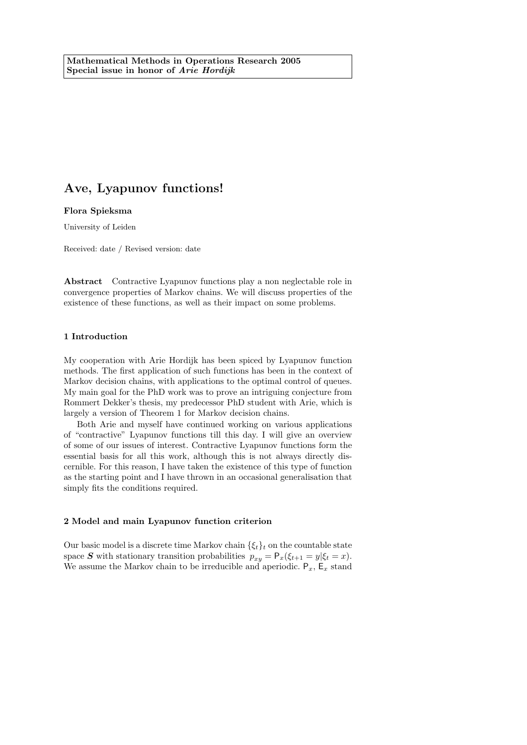**Mathematical Methods in Operations Research 2005**
**Special issue in honor of *Arie Hordijk***

# Ave, Lyapunov functions!

**Flora Spieksma**

University of Leiden

Received: date / Revised version: date

**Abstract** Contractive Lyapunov functions play a non neglectable role in convergence properties of Markov chains. We will discuss properties of the existence of these functions, as well as their impact on some problems.

## 1 Introduction

My cooperation with Arie Hordijk has been spiced by Lyapunov function methods. The first application of such functions has been in the context of Markov decision chains, with applications to the optimal control of queues. My main goal for the PhD work was to prove an intriguing conjecture from Rommert Dekker's thesis, my predecessor PhD student with Arie, which is largely a version of Theorem 1 for Markov decision chains.

Both Arie and myself have continued working on various applications of "contractive" Lyapunov functions till this day. I will give an overview of some of our issues of interest. Contractive Lyapunov functions form the essential basis for all this work, although this is not always directly discernible. For this reason, I have taken the existence of this type of function as the starting point and I have thrown in an occasional generalisation that simply fits the conditions required.

## 2 Model and main Lyapunov function criterion

Our basic model is a discrete time Markov chain $\{\xi_t\}_t$ on the countable state space $\boldsymbol{S}$ with stationary transition probabilities $p_{xy} = \mathsf{P}_x(\xi_{t+1} = y | \xi_t = x)$. We assume the Markov chain to be irreducible and aperiodic. $\mathsf{P}_x$, $\mathsf{E}_x$ stand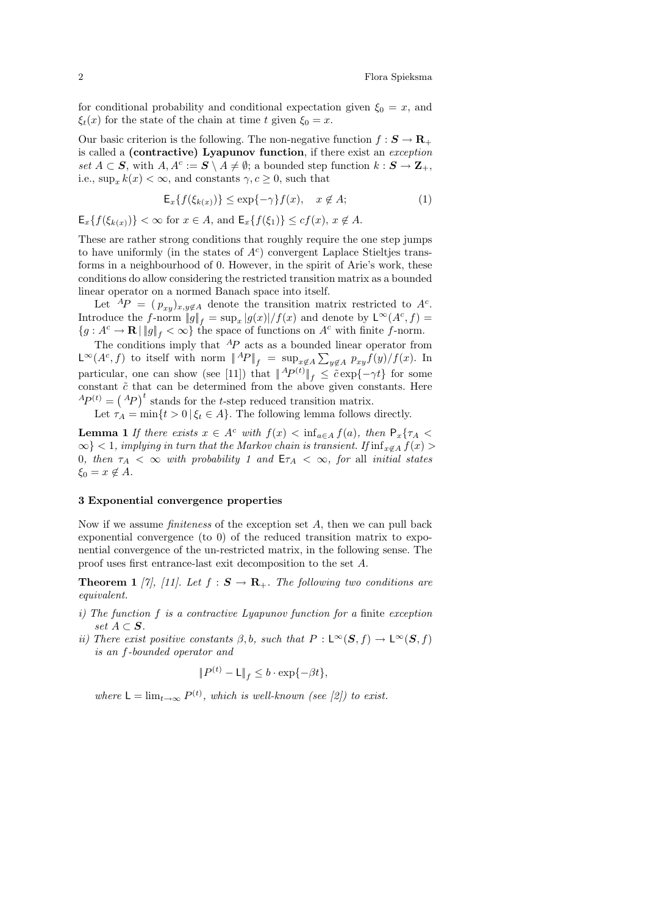for conditional probability and conditional expectation given $\xi_0 = x$, and $\xi_t(x)$ for the state of the chain at time $t$ given $\xi_0 = x$.

Our basic criterion is the following. The non-negative function $f : \boldsymbol{S} \to \mathbf{R}_+$ is called a **(contractive) Lyapunov function**, if there exist an *exception set* $A \subset \boldsymbol{S}$, with $A, A^c := \boldsymbol{S} \setminus A \neq \emptyset$; a bounded step function $k : \boldsymbol{S} \to \mathbf{Z}_+$, i.e., $\sup_x k(x) < \infty$, and constants $\gamma, c \geq 0$, such that

$$\mathsf{E}_x\{f(\xi_{k(x)})\} \leq \exp\{-\gamma\} f(x), \quad x \notin A; \tag{1}$$

$\mathsf{E}_x\{f(\xi_{k(x)})\} < \infty$ for $x \in A$, and $\mathsf{E}_x\{f(\xi_1)\} \leq c f(x)$, $x \notin A$.

These are rather strong conditions that roughly require the one step jumps to have uniformly (in the states of $A^c$) convergent Laplace Stieltjes transforms in a neighbourhood of 0. However, in the spirit of Arie's work, these conditions do allow considering the restricted transition matrix as a bounded linear operator on a normed Banach space into itself.

Let ${}^AP = (p_{xy})_{x,y \notin A}$ denote the transition matrix restricted to $A^c$. Introduce the $f$-norm $\|g\|_f = \sup_x |g(x)|/f(x)$ and denote by $\mathsf{L}^\infty(A^c, f) = \{g : A^c \to \mathbf{R} \,|\, \|g\|_f < \infty\}$ the space of functions on $A^c$ with finite $f$-norm.

The conditions imply that ${}^AP$ acts as a bounded linear operator from $\mathsf{L}^\infty(A^c, f)$ to itself with norm $\|{}^AP\|_f = \sup_{x \notin A} \sum_{y \notin A} p_{xy} f(y)/f(x)$. In particular, one can show (see [11]) that $\|{}^AP^{(t)}\|_f \leq \tilde{c} \exp\{-\gamma t\}$ for some constant $\tilde{c}$ that can be determined from the above given constants. Here ${}^AP^{(t)} = \left({}^AP\right)^t$ stands for the $t$-step reduced transition matrix.

Let $\tau_A = \min\{t > 0 \,|\, \xi_t \in A\}$. The following lemma follows directly.

**Lemma 1** *If there exists $x \in A^c$ with $f(x) < \inf_{a \in A} f(a)$, then $\mathsf{P}_x\{\tau_A < \infty\} < 1$, implying in turn that the Markov chain is transient. If $\inf_{x \notin A} f(x) > 0$, then $\tau_A < \infty$ with probability 1 and $\mathsf{E}\tau_A < \infty$, for* all *initial states $\xi_0 = x \notin A$.*

## 3 Exponential convergence properties

Now if we assume *finiteness* of the exception set $A$, then we can pull back exponential convergence (to 0) of the reduced transition matrix to exponential convergence of the un-restricted matrix, in the following sense. The proof uses first entrance-last exit decomposition to the set $A$.

**Theorem 1** *[7], [11]. Let $f : \boldsymbol{S} \to \mathbf{R}_+$. The following two conditions are equivalent.*

*i) The function $f$ is a contractive Lyapunov function for a* finite *exception set $A \subset \boldsymbol{S}$.*

*ii) There exist positive constants $\beta, b$, such that $P : \mathsf{L}^\infty(\boldsymbol{S}, f) \to \mathsf{L}^\infty(\boldsymbol{S}, f)$ is an $f$-bounded operator and*

$$\|P^{(t)} - \mathsf{L}\|_f \leq b \cdot \exp\{-\beta t\},$$

*where $\mathsf{L} = \lim_{t \to \infty} P^{(t)}$, which is well-known (see [2]) to exist.*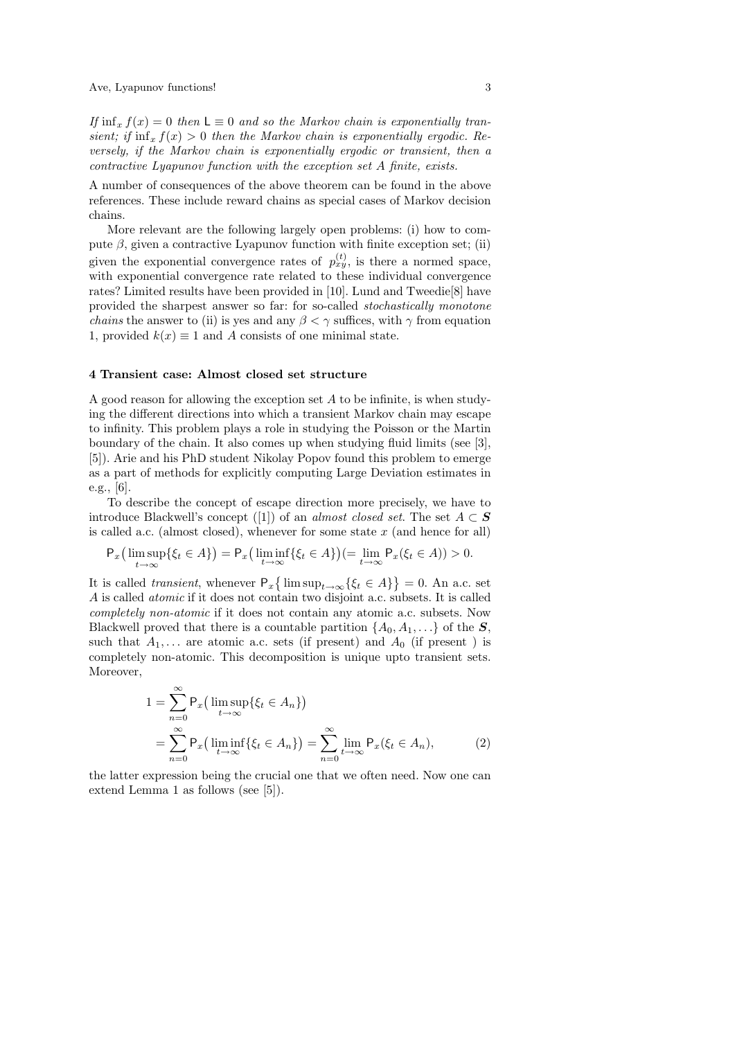*If $\inf_x f(x) = 0$ then $\mathsf{L} \equiv 0$ and so the Markov chain is exponentially transient; if $\inf_x f(x) > 0$ then the Markov chain is exponentially ergodic. Reversely, if the Markov chain is exponentially ergodic or transient, then a contractive Lyapunov function with the exception set $A$ finite, exists.*

A number of consequences of the above theorem can be found in the above references. These include reward chains as special cases of Markov decision chains.

More relevant are the following largely open problems: (i) how to compute $\beta$, given a contractive Lyapunov function with finite exception set; (ii) given the exponential convergence rates of $p_{xy}^{(t)}$, is there a normed space, with exponential convergence rate related to these individual convergence rates? Limited results have been provided in [10]. Lund and Tweedie[8] have provided the sharpest answer so far: for so-called *stochastically monotone chains* the answer to (ii) is yes and any $\beta < \gamma$ suffices, with $\gamma$ from equation 1, provided $k(x) \equiv 1$ and $A$ consists of one minimal state.

## 4 Transient case: Almost closed set structure

A good reason for allowing the exception set $A$ to be infinite, is when studying the different directions into which a transient Markov chain may escape to infinity. This problem plays a role in studying the Poisson or the Martin boundary of the chain. It also comes up when studying fluid limits (see [3], [5]). Arie and his PhD student Nikolay Popov found this problem to emerge as a part of methods for explicitly computing Large Deviation estimates in e.g., [6].

To describe the concept of escape direction more precisely, we have to introduce Blackwell's concept ([1]) of an *almost closed set*. The set $A \subset \boldsymbol{S}$ is called a.c. (almost closed), whenever for some state $x$ (and hence for all)

$$\mathsf{P}_x\big(\limsup_{t\to\infty}\{\xi_t \in A\}\big) = \mathsf{P}_x\big(\liminf_{t\to\infty}\{\xi_t \in A\}\big)(= \lim_{t\to\infty} \mathsf{P}_x(\xi_t \in A)) > 0.$$

It is called *transient*, whenever $\mathsf{P}_x\big\{\limsup_{t\to\infty}\{\xi_t \in A\}\big\} = 0$. An a.c. set $A$ is called *atomic* if it does not contain two disjoint a.c. subsets. It is called *completely non-atomic* if it does not contain any atomic a.c. subsets. Now Blackwell proved that there is a countable partition $\{A_0, A_1, \ldots\}$ of the $\boldsymbol{S}$, such that $A_1, \ldots$ are atomic a.c. sets (if present) and $A_0$ (if present ) is completely non-atomic. This decomposition is unique upto transient sets. Moreover,

$$\begin{aligned}
1 &= \sum_{n=0}^{\infty} \mathsf{P}_x\big(\limsup_{t\to\infty}\{\xi_t \in A_n\}\big) \\
&= \sum_{n=0}^{\infty} \mathsf{P}_x\big(\liminf_{t\to\infty}\{\xi_t \in A_n\}\big) = \sum_{n=0}^{\infty} \lim_{t\to\infty} \mathsf{P}_x(\xi_t \in A_n),
\end{aligned} \tag{2}$$

the latter expression being the crucial one that we often need. Now one can extend Lemma 1 as follows (see [5]).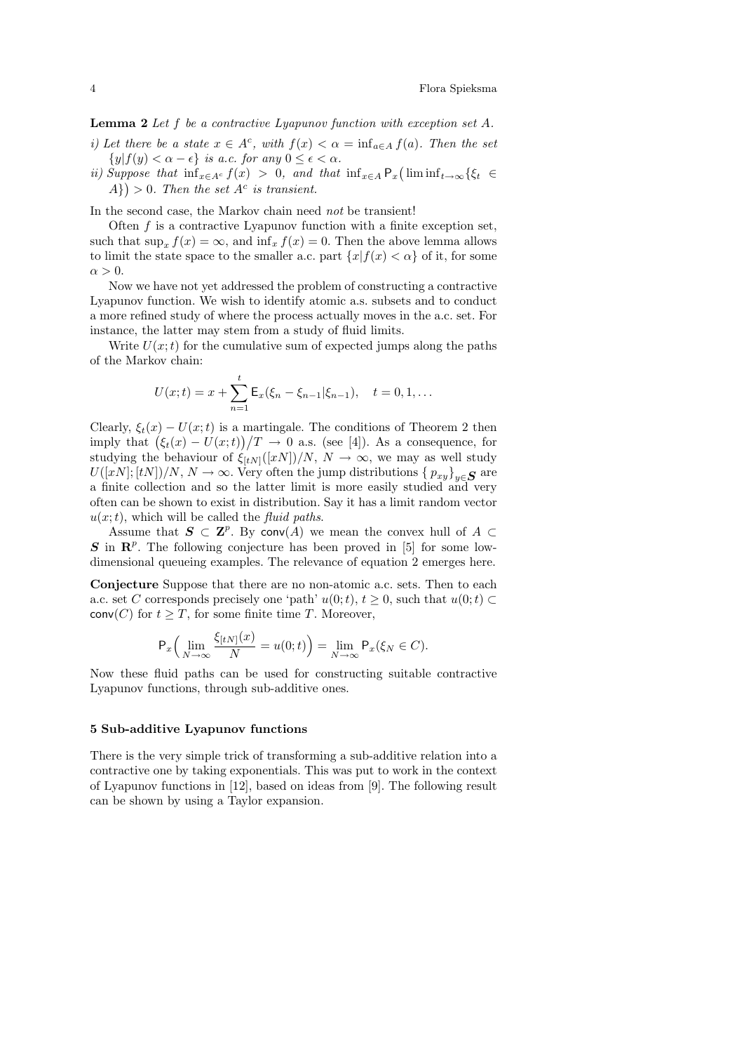**Lemma 2** *Let $f$ be a contractive Lyapunov function with exception set $A$.*

*i) Let there be a state $x \in A^c$, with $f(x) < \alpha = \inf_{a \in A} f(a)$. Then the set $\{y | f(y) < \alpha - \epsilon\}$ is a.c. for any $0 \leq \epsilon < \alpha$.*

*ii) Suppose that $\inf_{x \in A^c} f(x) > 0$, and that $\inf_{x \in A} \mathsf{P}_x\big(\liminf_{t \to \infty}\{\xi_t \in A\}\big) > 0$. Then the set $A^c$ is transient.*

In the second case, the Markov chain need *not* be transient!

Often $f$ is a contractive Lyapunov function with a finite exception set, such that $\sup_x f(x) = \infty$, and $\inf_x f(x) = 0$. Then the above lemma allows to limit the state space to the smaller a.c. part $\{x | f(x) < \alpha\}$ of it, for some $\alpha > 0$.

Now we have not yet addressed the problem of constructing a contractive Lyapunov function. We wish to identify atomic a.s. subsets and to conduct a more refined study of where the process actually moves in the a.c. set. For instance, the latter may stem from a study of fluid limits.

Write $U(x;t)$ for the cumulative sum of expected jumps along the paths of the Markov chain:

$$U(x;t) = x + \sum_{n=1}^{t} \mathsf{E}_x(\xi_n - \xi_{n-1} | \xi_{n-1}), \quad t = 0, 1, \ldots$$

Clearly, $\xi_t(x) - U(x;t)$ is a martingale. The conditions of Theorem 2 then imply that $\big(\xi_t(x) - U(x;t)\big)/T \to 0$ a.s. (see [4]). As a consequence, for studying the behaviour of $\xi_{[tN]}([xN])/N$, $N \to \infty$, we may as well study $U([xN];[tN])/N$, $N \to \infty$. Very often the jump distributions $\{\, p_{xy}\}_{y \in \boldsymbol{S}}$ are a finite collection and so the latter limit is more easily studied and very often can be shown to exist in distribution. Say it has a limit random vector $u(x;t)$, which will be called the *fluid paths*.

Assume that $\boldsymbol{S} \subset \mathbf{Z}^p$. By $\mathsf{conv}(A)$ we mean the convex hull of $A \subset \boldsymbol{S}$ in $\mathbf{R}^p$. The following conjecture has been proved in [5] for some low-dimensional queueing examples. The relevance of equation 2 emerges here.

**Conjecture** Suppose that there are no non-atomic a.c. sets. Then to each a.c. set $C$ corresponds precisely one 'path' $u(0;t)$, $t \geq 0$, such that $u(0;t) \subset \mathsf{conv}(C)$ for $t \geq T$, for some finite time $T$. Moreover,

$$\mathsf{P}_x\Big(\lim_{N \to \infty} \frac{\xi_{[tN]}(x)}{N} = u(0;t)\Big) = \lim_{N \to \infty} \mathsf{P}_x(\xi_N \in C).$$

Now these fluid paths can be used for constructing suitable contractive Lyapunov functions, through sub-additive ones.

## 5 Sub-additive Lyapunov functions

There is the very simple trick of transforming a sub-additive relation into a contractive one by taking exponentials. This was put to work in the context of Lyapunov functions in [12], based on ideas from [9]. The following result can be shown by using a Taylor expansion.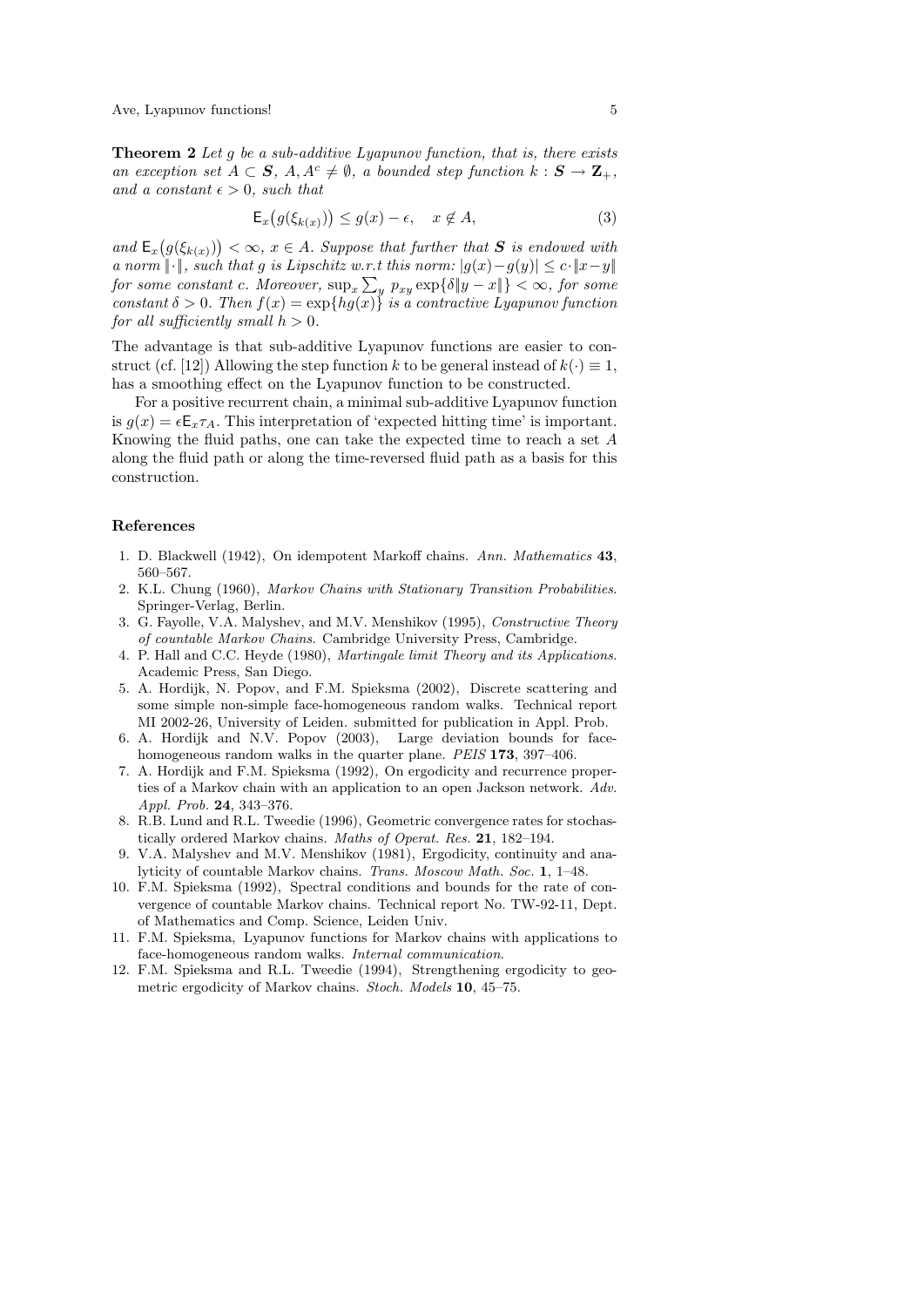**Theorem 2** *Let $g$ be a sub-additive Lyapunov function, that is, there exists an exception set $A \subset \boldsymbol{S}$, $A, A^c \neq \emptyset$, a bounded step function $k : \boldsymbol{S} \to \mathbf{Z}_+$, and a constant $\epsilon > 0$, such that*

$$\mathsf{E}_x\big(g(\xi_{k(x)})\big) \leq g(x) - \epsilon, \quad x \notin A, \tag{3}$$

*and $\mathsf{E}_x\big(g(\xi_{k(x)})\big) < \infty$, $x \in A$. Suppose that further that $\boldsymbol{S}$ is endowed with a norm $\|\cdot\|$, such that $g$ is Lipschitz w.r.t this norm: $|g(x)-g(y)| \leq c \cdot \|x-y\|$ for some constant $c$. Moreover, $\sup_x \sum_y p_{xy} \exp\{\delta\|y-x\|\} < \infty$, for some constant $\delta > 0$. Then $f(x) = \exp\{hg(x)\}$ is a contractive Lyapunov function for all sufficiently small $h > 0$.*

The advantage is that sub-additive Lyapunov functions are easier to construct (cf. [12]) Allowing the step function $k$ to be general instead of $k(\cdot) \equiv 1$, has a smoothing effect on the Lyapunov function to be constructed.

For a positive recurrent chain, a minimal sub-additive Lyapunov function is $g(x) = \epsilon \mathsf{E}_x \tau_A$. This interpretation of 'expected hitting time' is important. Knowing the fluid paths, one can take the expected time to reach a set $A$ along the fluid path or along the time-reversed fluid path as a basis for this construction.

## References

1. D. Blackwell (1942), On idempotent Markoff chains. *Ann. Mathematics* **43**, 560–567.
2. K.L. Chung (1960), *Markov Chains with Stationary Transition Probabilities*. Springer-Verlag, Berlin.
3. G. Fayolle, V.A. Malyshev, and M.V. Menshikov (1995), *Constructive Theory of countable Markov Chains*. Cambridge University Press, Cambridge.
4. P. Hall and C.C. Heyde (1980), *Martingale limit Theory and its Applications*. Academic Press, San Diego.
5. A. Hordijk, N. Popov, and F.M. Spieksma (2002), Discrete scattering and some simple non-simple face-homogeneous random walks. Technical report MI 2002-26, University of Leiden. submitted for publication in Appl. Prob.
6. A. Hordijk and N.V. Popov (2003), Large deviation bounds for face-homogeneous random walks in the quarter plane. *PEIS* **173**, 397–406.
7. A. Hordijk and F.M. Spieksma (1992), On ergodicity and recurrence properties of a Markov chain with an application to an open Jackson network. *Adv. Appl. Prob.* **24**, 343–376.
8. R.B. Lund and R.L. Tweedie (1996), Geometric convergence rates for stochastically ordered Markov chains. *Maths of Operat. Res.* **21**, 182–194.
9. V.A. Malyshev and M.V. Menshikov (1981), Ergodicity, continuity and analyticity of countable Markov chains. *Trans. Moscow Math. Soc.* **1**, 1–48.
10. F.M. Spieksma (1992), Spectral conditions and bounds for the rate of convergence of countable Markov chains. Technical report No. TW-92-11, Dept. of Mathematics and Comp. Science, Leiden Univ.
11. F.M. Spieksma, Lyapunov functions for Markov chains with applications to face-homogeneous random walks. *Internal communication*.
12. F.M. Spieksma and R.L. Tweedie (1994), Strengthening ergodicity to geometric ergodicity of Markov chains. *Stoch. Models* **10**, 45–75.